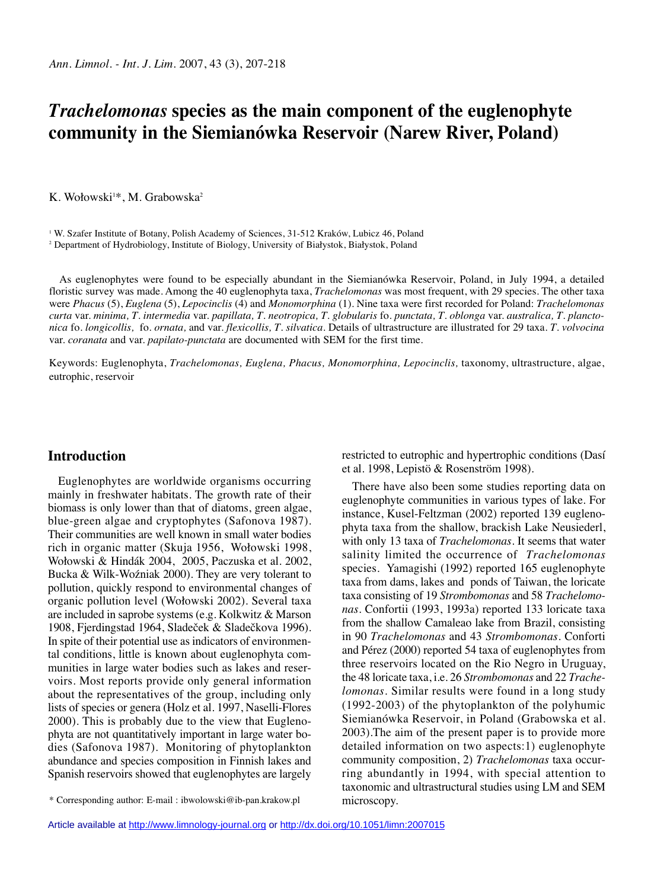# *Trachelomonas* species as the main component of the euglenophyte community in the Siemianówka Reservoir (Narew River, Poland)

K. Wołowski[1]*, M. Grabowska[2]

[1] W. Szafer Institute of Botany, Polish Academy of Sciences, 31-512 Kraków, Lubicz 46, Poland
[2] Department of Hydrobiology, Institute of Biology, University of Białystok, Białystok, Poland

As euglenophytes were found to be especially abundant in the Siemianówka Reservoir, Poland, in July 1994, a detailed floristic survey was made. Among the 40 euglenophyta taxa, *Trachelomonas* was most frequent, with 29 species. The other taxa were *Phacus* (5), *Euglena* (5), *Lepocinclis* (4) and *Monomorphina* (1). Nine taxa were first recorded for Poland: *Trachelomonas curta* var. *minima, T. intermedia* var. *papillata, T. neotropica, T. globularis* fo. *punctata, T. oblonga* var. *australica, T. planctonica* fo. *longicollis,* fo. *ornata,* and var. *flexicollis, T. silvatica*. Details of ultrastructure are illustrated for 29 taxa. *T. volvocina* var. *coranata* and var. *papilato-punctata* are documented with SEM for the first time.

Keywords: Euglenophyta, *Trachelomonas, Euglena, Phacus, Monomorphina, Lepocinclis,* taxonomy, ultrastructure, algae, eutrophic, reservoir

## Introduction

Euglenophytes are worldwide organisms occurring mainly in freshwater habitats. The growth rate of their biomass is only lower than that of diatoms, green algae, blue-green algae and cryptophytes (Safonova 1987). Their communities are well known in small water bodies rich in organic matter (Skuja 1956, Wołowski 1998, Wołowski & Hindák 2004, 2005, Paczuska et al. 2002, Bucka & Wilk-Woźniak 2000). They are very tolerant to pollution, quickly respond to environmental changes of organic pollution level (Wołowski 2002). Several taxa are included in saprobe systems (e.g. Kolkwitz & Marson 1908, Fjerdingstad 1964, Sladeček & Sladečkova 1996). In spite of their potential use as indicators of environmental conditions, little is known about euglenophyta communities in large water bodies such as lakes and reservoirs. Most reports provide only general information about the representatives of the group, including only lists of species or genera (Holz et al. 1997, Naselli-Flores 2000). This is probably due to the view that Euglenophyta are not quantitatively important in large water bodies (Safonova 1987). Monitoring of phytoplankton abundance and species composition in Finnish lakes and Spanish reservoirs showed that euglenophytes are largely restricted to eutrophic and hypertrophic conditions (Dasí et al. 1998, Lepistö & Rosenström 1998).

There have also been some studies reporting data on euglenophyte communities in various types of lake. For instance, Kusel-Feltzman (2002) reported 139 euglenophyta taxa from the shallow, brackish Lake Neusiederl, with only 13 taxa of *Trachelomonas*. It seems that water salinity limited the occurrence of *Trachelomonas* species. Yamagishi (1992) reported 165 euglenophyte taxa from dams, lakes and ponds of Taiwan, the loricate taxa consisting of 19 *Strombomonas* and 58 *Trachelomonas*. Confortii (1993, 1993a) reported 133 loricate taxa from the shallow Camaleao lake from Brazil, consisting in 90 *Trachelomonas* and 43 *Strombomonas*. Conforti and Pérez (2000) reported 54 taxa of euglenophytes from three reservoirs located on the Rio Negro in Uruguay, the 48 loricate taxa, i.e. 26 *Strombomonas* and 22 *Trachelomonas*. Similar results were found in a long study (1992-2003) of the phytoplankton of the polyhumic Siemianówka Reservoir, in Poland (Grabowska et al. 2003).The aim of the present paper is to provide more detailed information on two aspects:1) euglenophyte community composition, 2) *Trachelomonas* taxa occurring abundantly in 1994, with special attention to taxonomic and ultrastructural studies using LM and SEM microscopy.

\* Corresponding author: E-mail : ibwolowski@ib-pan.krakow.pl

Article available at http://www.limnology-journal.org or http://dx.doi.org/10.1051/limn:2007015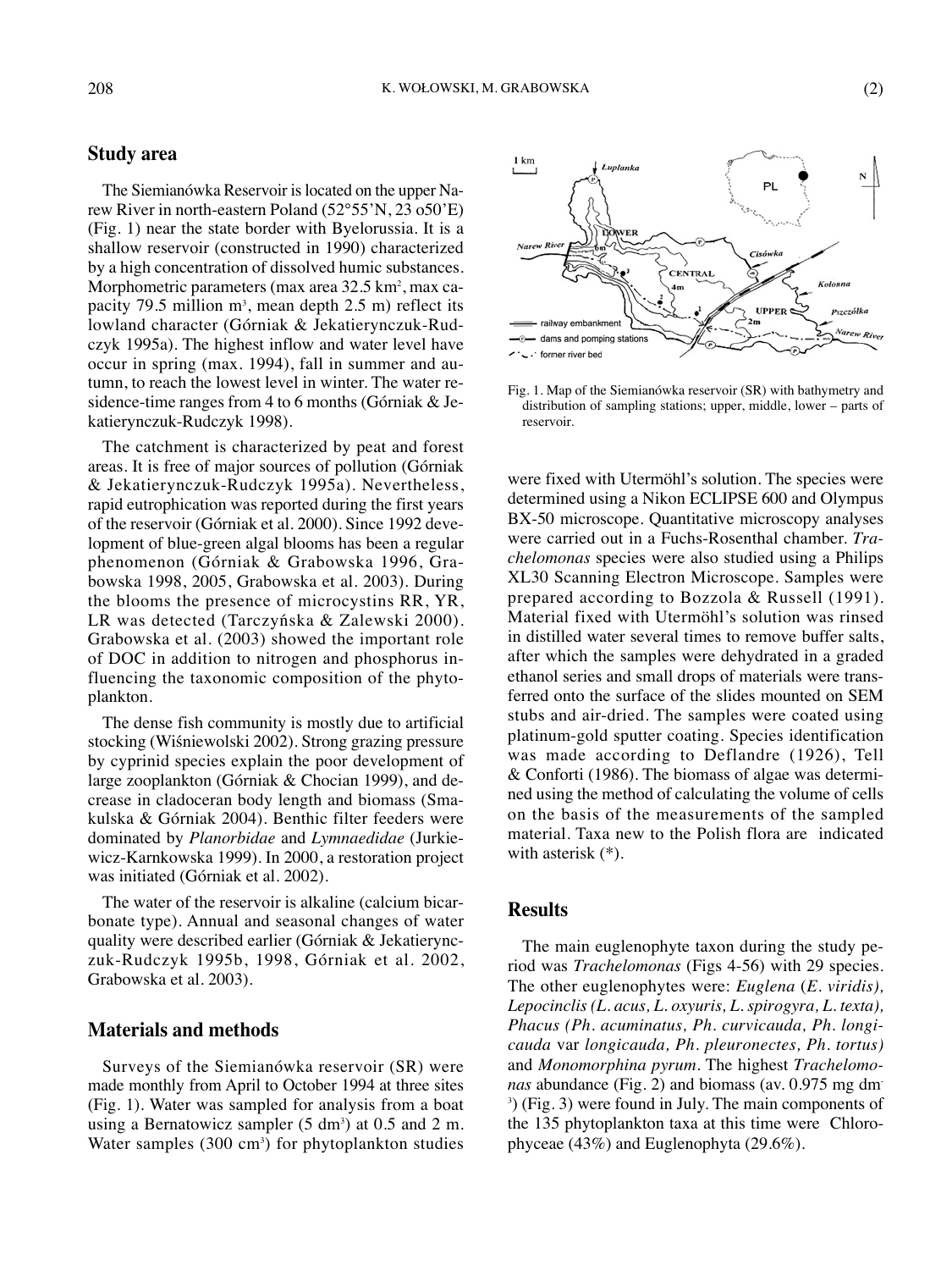## Study area

The Siemianówka Reservoir is located on the upper Narew River in north-eastern Poland (52°55'N, 23 o50'E) (Fig. 1) near the state border with Byelorussia. It is a shallow reservoir (constructed in 1990) characterized by a high concentration of dissolved humic substances. Morphometric parameters (max area 32.5 km$^2$, max capacity 79.5 million m$^3$, mean depth 2.5 m) reflect its lowland character (Górniak & Jekatierynczuk-Rudczyk 1995a). The highest inflow and water level have occur in spring (max. 1994), fall in summer and autumn, to reach the lowest level in winter. The water residence-time ranges from 4 to 6 months (Górniak & Jekatierynczuk-Rudczyk 1998).

The catchment is characterized by peat and forest areas. It is free of major sources of pollution (Górniak & Jekatierynczuk-Rudczyk 1995a). Nevertheless, rapid eutrophication was reported during the first years of the reservoir (Górniak et al. 2000). Since 1992 development of blue-green algal blooms has been a regular phenomenon (Górniak & Grabowska 1996, Grabowska 1998, 2005, Grabowska et al. 2003). During the blooms the presence of microcystins RR, YR, LR was detected (Tarczyńska & Zalewski 2000). Grabowska et al. (2003) showed the important role of DOC in addition to nitrogen and phosphorus influencing the taxonomic composition of the phytoplankton.

The dense fish community is mostly due to artificial stocking (Wiśniewolski 2002). Strong grazing pressure by cyprinid species explain the poor development of large zooplankton (Górniak & Chocian 1999), and decrease in cladoceran body length and biomass (Smakulska & Górniak 2004). Benthic filter feeders were dominated by *Planorbidae* and *Lymnaedidae* (Jurkiewicz-Karnkowska 1999). In 2000, a restoration project was initiated (Górniak et al. 2002).

The water of the reservoir is alkaline (calcium bicarbonate type). Annual and seasonal changes of water quality were described earlier (Górniak & Jekatierynczuk-Rudczyk 1995b, 1998, Górniak et al. 2002, Grabowska et al. 2003).

## Materials and methods

Surveys of the Siemianówka reservoir (SR) were made monthly from April to October 1994 at three sites (Fig. 1). Water was sampled for analysis from a boat using a Bernatowicz sampler (5 dm$^3$) at 0.5 and 2 m. Water samples (300 cm$^3$) for phytoplankton studies were fixed with Utermöhl's solution. The species were determined using a Nikon ECLIPSE 600 and Olympus BX-50 microscope. Quantitative microscopy analyses were carried out in a Fuchs-Rosenthal chamber. *Trachelomonas* species were also studied using a Philips XL30 Scanning Electron Microscope. Samples were prepared according to Bozzola & Russell (1991). Material fixed with Utermöhl's solution was rinsed in distilled water several times to remove buffer salts, after which the samples were dehydrated in a graded ethanol series and small drops of materials were transferred onto the surface of the slides mounted on SEM stubs and air-dried. The samples were coated using platinum-gold sputter coating. Species identification was made according to Deflandre (1926), Tell & Conforti (1986). The biomass of algae was determined using the method of calculating the volume of cells on the basis of the measurements of the sampled material. Taxa new to the Polish flora are indicated with asterisk (*).

Fig. 1. Map of the Siemianówka reservoir (SR) with bathymetry and distribution of sampling stations; upper, middle, lower – parts of reservoir.

## Results

The main euglenophyte taxon during the study period was *Trachelomonas* (Figs 4-56) with 29 species. The other euglenophytes were: *Euglena* (*E. viridis*), *Lepocinclis* (*L. acus, L. oxyuris, L. spirogyra, L. texta*), *Phacus* (*Ph. acuminatus, Ph. curvicauda, Ph. longicauda* var *longicauda, Ph. pleuronectes, Ph. tortus*) and *Monomorphina pyrum*. The highest *Trachelomonas* abundance (Fig. 2) and biomass (av. 0.975 mg dm$^{-3}$) (Fig. 3) were found in July. The main components of the 135 phytoplankton taxa at this time were Chlorophyceae (43%) and Euglenophyta (29.6%).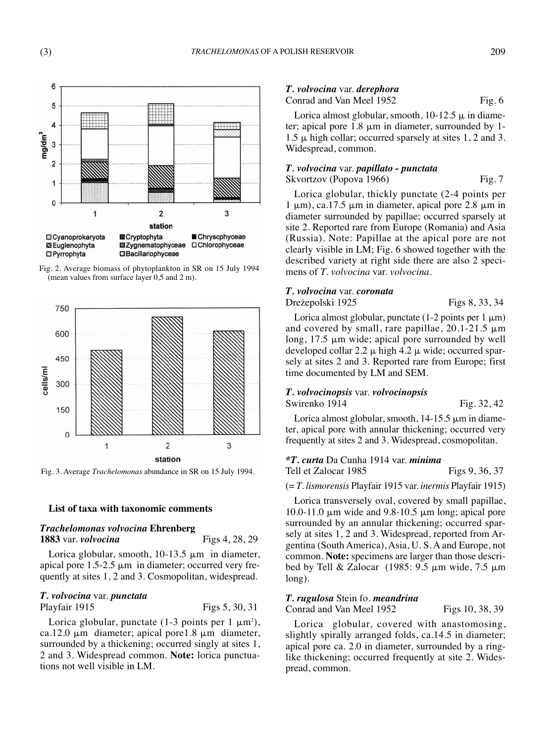Fig. 2. Average biomass of phytoplankton in SR on 15 July 1994 (mean values from surface layer 0,5 and 2 m).

Fig. 3. Average *Trachelomonas* abundance in SR on 15 July 1994.

## List of taxa with taxonomic comments

### *Trachelomonas volvocina* Ehrenberg 1883 var. *volvocina* — Figs 4, 28, 29

Lorica globular, smooth, 10-13.5 µm in diameter, apical pore 1.5-2.5 µm in diameter; occurred very frequently at sites 1, 2 and 3. Cosmopolitan, widespread.

### *T. volvocina* var. *punctata* Playfair 1915 — Figs 5, 30, 31

Lorica globular, punctate (1-3 points per 1 $\mu m^2$), ca.12.0 µm diameter; apical pore1.8 µm diameter, surrounded by a thickening; occurred singly at sites 1, 2 and 3. Widespread common. **Note:** lorica punctuations not well visible in LM.

### *T. volvocina* var. *derephora* Conrad and Van Meel 1952 — Fig. 6

Lorica almost globular, smooth, 10-12.5 µ in diameter; apical pore 1.8 µm in diameter, surrounded by 1-1.5 µ high collar; occurred sparsely at sites 1, 2 and 3. Widespread, common.

### *T. volvocina* var. *papillato - punctata* Skvortzov (Popova 1966) — Fig. 7

Lorica globular, thickly punctate (2-4 points per 1 µm), ca.17.5 µm in diameter, apical pore 2.8 µm in diameter surrounded by papillae; occurred sparsely at site 2. Reported rare from Europe (Romania) and Asia (Russia). Note: Papillae at the apical pore are not clearly visible in LM; Fig. 6 showed together with the described variety at right side there are also 2 specimens of *T. volvocina* var. *volvocina*.

### *T. volvocina* var. *coronata* Drężepolski 1925 — Figs 8, 33, 34

Lorica almost globular, punctate (1-2 points per 1 µm) and covered by small, rare papillae, 20.1-21.5 µm long, 17.5 µm wide; apical pore surrounded by well developed collar 2.2 µ high 4.2 µ wide; occurred sparsely at sites 2 and 3. Reported rare from Europe; first time documented by LM and SEM.

### *T. volvocinopsis* var. *volvocinopsis* Swirenko 1914 — Fig. 32, 42

Lorica almost globular, smooth, 14-15.5 µm in diameter, apical pore with annular thickening; occurred very frequently at sites 2 and 3. Widespread, cosmopolitan.

### **T. curta* Da Cunha 1914 var. *minima* Tell et Zalocar 1985 — Figs 9, 36, 37

(= *T. lismorensis* Playfair 1915 var. *inermis* Playfair 1915)

Lorica transversely oval, covered by small papillae, 10.0-11.0 µm wide and 9.8-10.5 µm long; apical pore surrounded by an annular thickening; occurred sparsely at sites 1, 2 and 3. Widespread, reported from Argentina (South America), Asia, U. S. A and Europe, not common. **Note:** specimens are larger than those described by Tell & Zalocar (1985: 9.5 µm wide, 7.5 µm long).

### *T. rugulosa* Stein fo. *meandrina* Conrad and Van Meel 1952 — Figs 10, 38, 39

Lorica globular, covered with anastomosing, slightly spirally arranged folds, ca.14.5 in diameter; apical pore ca. 2.0 in diameter, surrounded by a ring-like thickening; occurred frequently at site 2. Widespread, common.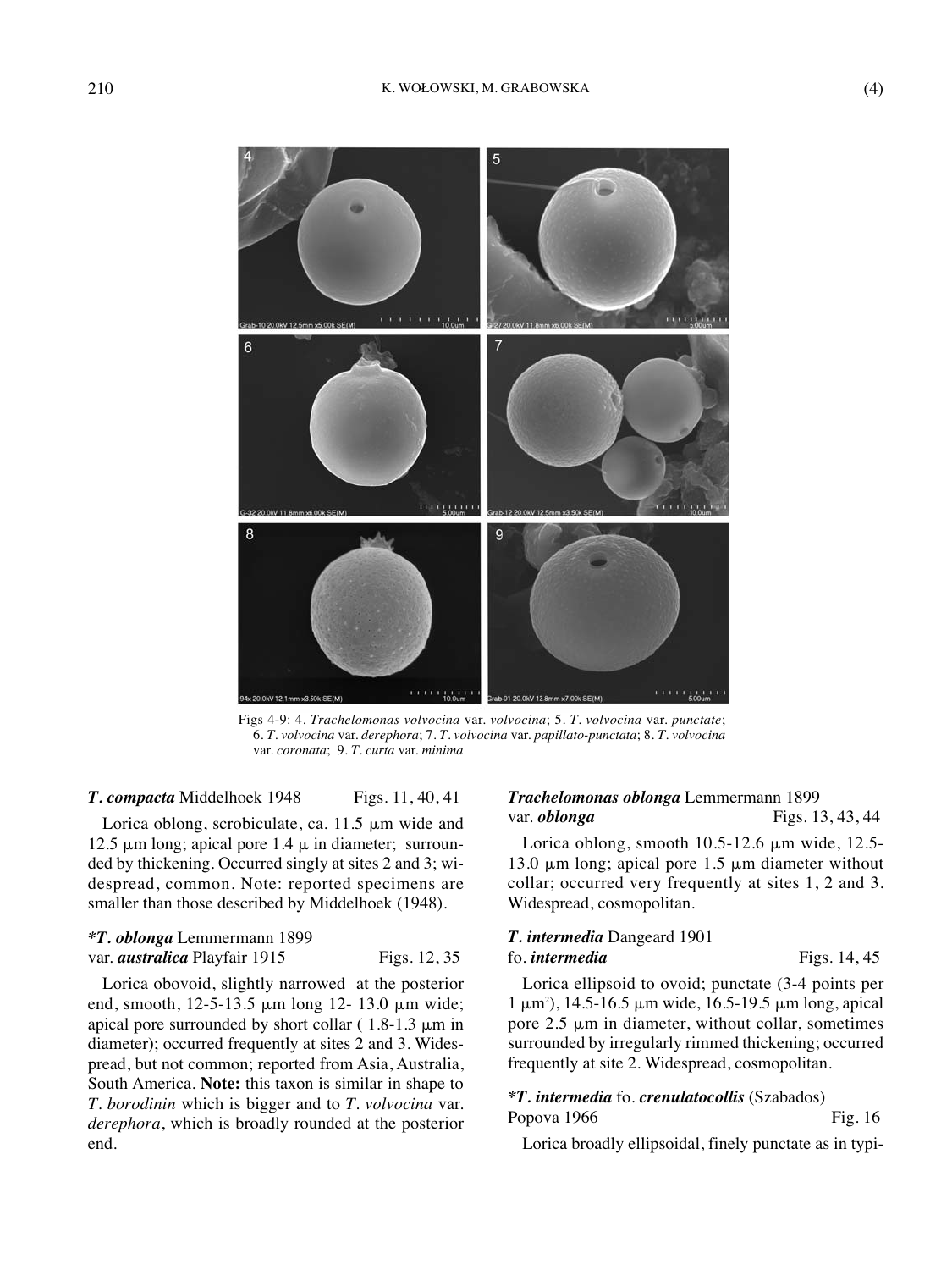Figs 4-9: 4. *Trachelomonas volvocina* var. *volvocina*; 5. *T. volvocina* var. *punctate*; 6. *T. volvocina* var. *derephora*; 7. *T. volvocina* var. *papillato-punctata*; 8. *T. volvocina* var. *coronata*; 9. *T. curta* var. *minima*

***T. compacta*** Middelhoek 1948 — Figs. 11, 40, 41

Lorica oblong, scrobiculate, ca. 11.5 µm wide and 12.5 µm long; apical pore 1.4 µ in diameter; surrounded by thickening. Occurred singly at sites 2 and 3; widespread, common. Note: reported specimens are smaller than those described by Middelhoek (1948).

***T. oblonga*** Lemmermann 1899
var. ***australica*** Playfair 1915 — Figs. 12, 35

Lorica obovoid, slightly narrowed at the posterior end, smooth, 12-5-13.5 µm long 12- 13.0 µm wide; apical pore surrounded by short collar ( 1.8-1.3 µm in diameter); occurred frequently at sites 2 and 3. Widespread, but not common; reported from Asia, Australia, South America. **Note:** this taxon is similar in shape to *T. borodinin* which is bigger and to *T. volvocina* var. *derephora*, which is broadly rounded at the posterior end.

***Trachelomonas oblonga*** Lemmermann 1899
var. ***oblonga*** — Figs. 13, 43, 44

Lorica oblong, smooth 10.5-12.6 µm wide, 12.5-13.0 µm long; apical pore 1.5 µm diameter without collar; occurred very frequently at sites 1, 2 and 3. Widespread, cosmopolitan.

***T. intermedia*** Dangeard 1901
fo. ***intermedia*** — Figs. 14, 45

Lorica ellipsoid to ovoid; punctate (3-4 points per 1 µm$^2$), 14.5-16.5 µm wide, 16.5-19.5 µm long, apical pore 2.5 µm in diameter, without collar, sometimes surrounded by irregularly rimmed thickening; occurred frequently at site 2. Widespread, cosmopolitan.

**\*T. intermedia*** fo. ***crenulatocollis*** (Szabados) Popova 1966 — Fig. 16

Lorica broadly ellipsoidal, finely punctate as in typi-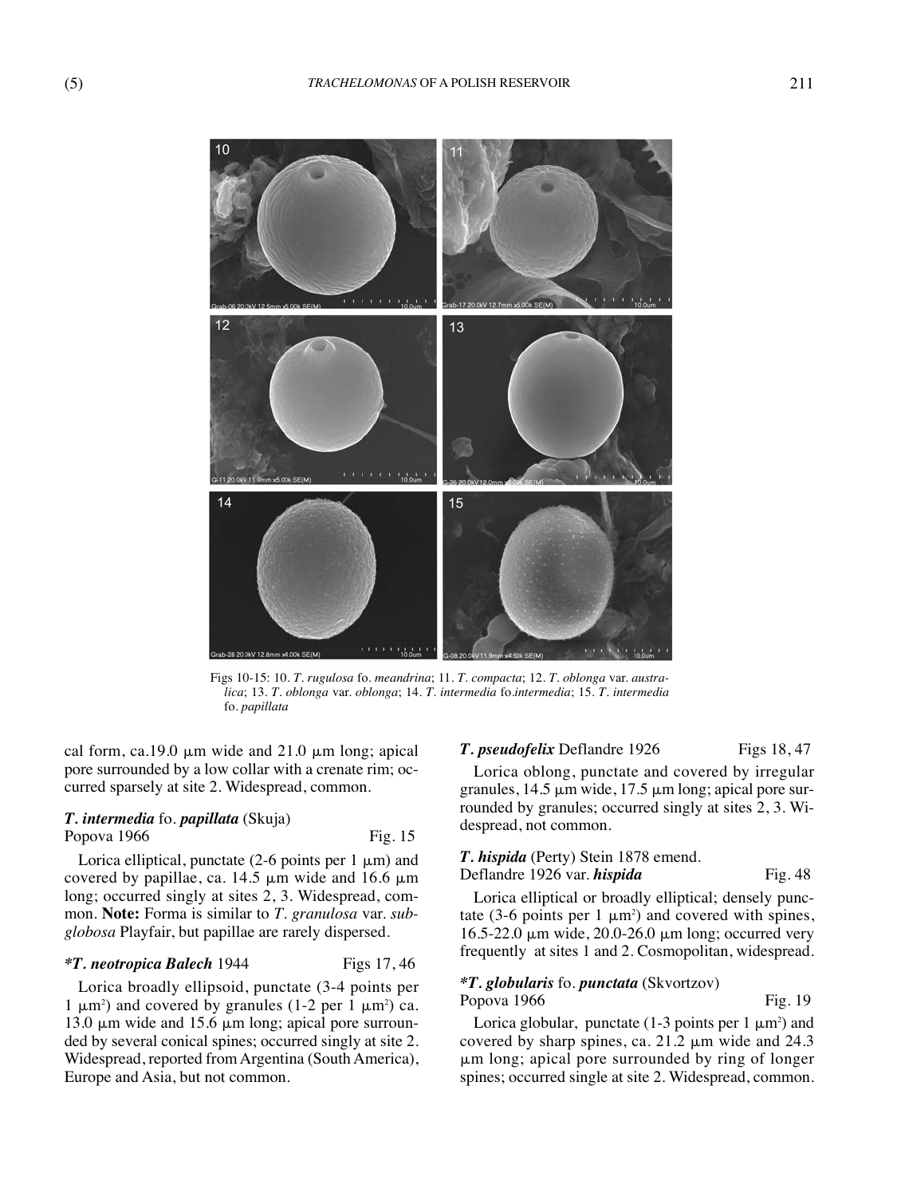Figs 10-15: 10. *T. rugulosa* fo. *meandrina*; 11. *T. compacta*; 12. *T. oblonga* var. *australica*; 13. *T. oblonga* var. *oblonga*; 14. *T. intermedia* fo.*intermedia*; 15. *T. intermedia* fo. *papillata*

cal form, ca.19.0 µm wide and 21.0 µm long; apical pore surrounded by a low collar with a crenate rim; occurred sparsely at site 2. Widespread, common.

***T. intermedia*** fo. ***papillata*** (Skuja) Popova 1966 — Fig. 15

Lorica elliptical, punctate (2-6 points per 1 µm) and covered by papillae, ca. 14.5 µm wide and 16.6 µm long; occurred singly at sites 2, 3. Widespread, common. **Note:** Forma is similar to *T. granulosa* var. *subglobosa* Playfair, but papillae are rarely dispersed.

**\*T. neotropica Balech** 1944 — Figs 17, 46

Lorica broadly ellipsoid, punctate (3-4 points per 1 $\mu m^2$) and covered by granules (1-2 per 1 $\mu m^2$) ca. 13.0 µm wide and 15.6 µm long; apical pore surrounded by several conical spines; occurred singly at site 2. Widespread, reported from Argentina (South America), Europe and Asia, but not common.

***T. pseudofelix*** Deflandre 1926 — Figs 18, 47

Lorica oblong, punctate and covered by irregular granules, 14.5 µm wide, 17.5 µm long; apical pore surrounded by granules; occurred singly at sites 2, 3. Widespread, not common.

***T. hispida*** (Perty) Stein 1878 emend. Deflandre 1926 var. ***hispida*** — Fig. 48

Lorica elliptical or broadly elliptical; densely punctate (3-6 points per 1 $\mu m^2$) and covered with spines, 16.5-22.0 µm wide, 20.0-26.0 µm long; occurred very frequently at sites 1 and 2. Cosmopolitan, widespread.

**\*T. globularis** fo. ***punctata*** (Skvortzov) Popova 1966 — Fig. 19

Lorica globular, punctate (1-3 points per 1 $\mu m^2$) and covered by sharp spines, ca. 21.2 µm wide and 24.3 µm long; apical pore surrounded by ring of longer spines; occurred single at site 2. Widespread, common.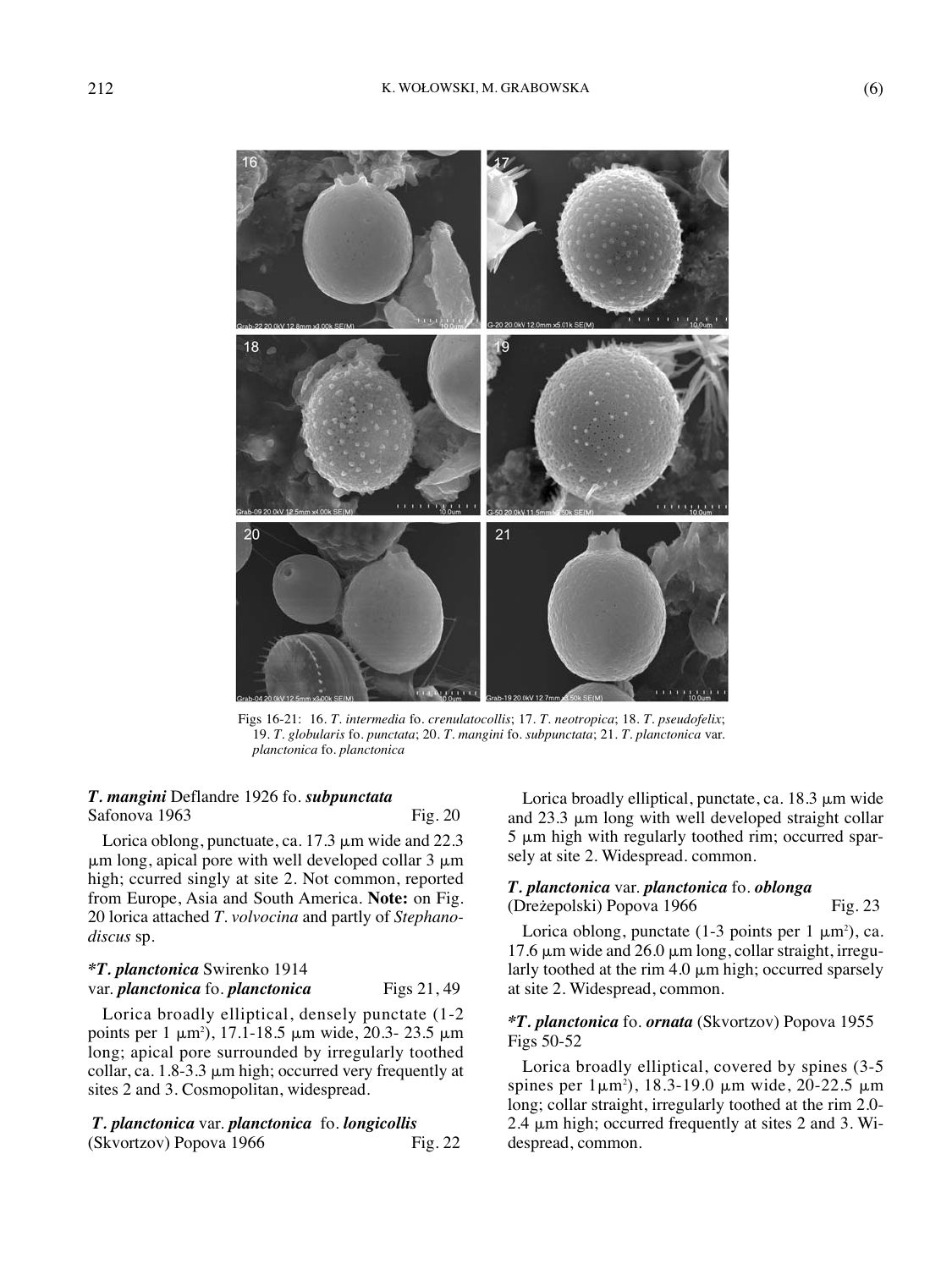Figs 16-21: 16. *T. intermedia* fo. *crenulatocollis*; 17. *T. neotropica*; 18. *T. pseudofelix*; 19. *T. globularis* fo. *punctata*; 20. *T. mangini* fo. *subpunctata*; 21. *T. planctonica* var. *planctonica* fo. *planctonica*

***T. mangini*** Deflandre 1926 fo. ***subpunctata*** Safonova 1963 Fig. 20

Lorica oblong, punctuate, ca. 17.3 µm wide and 22.3 µm long, apical pore with well developed collar 3 µm high; ccurred singly at site 2. Not common, reported from Europe, Asia and South America. **Note:** on Fig. 20 lorica attached *T. volvocina* and partly of *Stephanodiscus* sp.

***\*T. planctonica*** Swirenko 1914 var. ***planctonica*** fo. ***planctonica*** Figs 21, 49

Lorica broadly elliptical, densely punctate (1-2 points per 1 $\mu m^2$), 17.1-18.5 µm wide, 20.3- 23.5 µm long; apical pore surrounded by irregularly toothed collar, ca. 1.8-3.3 µm high; occurred very frequently at sites 2 and 3. Cosmopolitan, widespread.

***T. planctonica*** var. ***planctonica*** fo. ***longicollis*** (Skvortzov) Popova 1966 Fig. 22

Lorica broadly elliptical, punctate, ca. 18.3 µm wide and 23.3 µm long with well developed straight collar 5 µm high with regularly toothed rim; occurred sparsely at site 2. Widespread. common.

***T. planctonica*** var. ***planctonica*** fo. ***oblonga*** (Dreżepolski) Popova 1966 Fig. 23

Lorica oblong, punctate (1-3 points per 1 $\mu m^2$), ca. 17.6 µm wide and 26.0 µm long, collar straight, irregularly toothed at the rim 4.0 µm high; occurred sparsely at site 2. Widespread, common.

***\*T. planctonica*** fo. ***ornata*** (Skvortzov) Popova 1955 Figs 50-52

Lorica broadly elliptical, covered by spines (3-5 spines per 1$\mu m^2$), 18.3-19.0 µm wide, 20-22.5 µm long; collar straight, irregularly toothed at the rim 2.0-2.4 µm high; occurred frequently at sites 2 and 3. Widespread, common.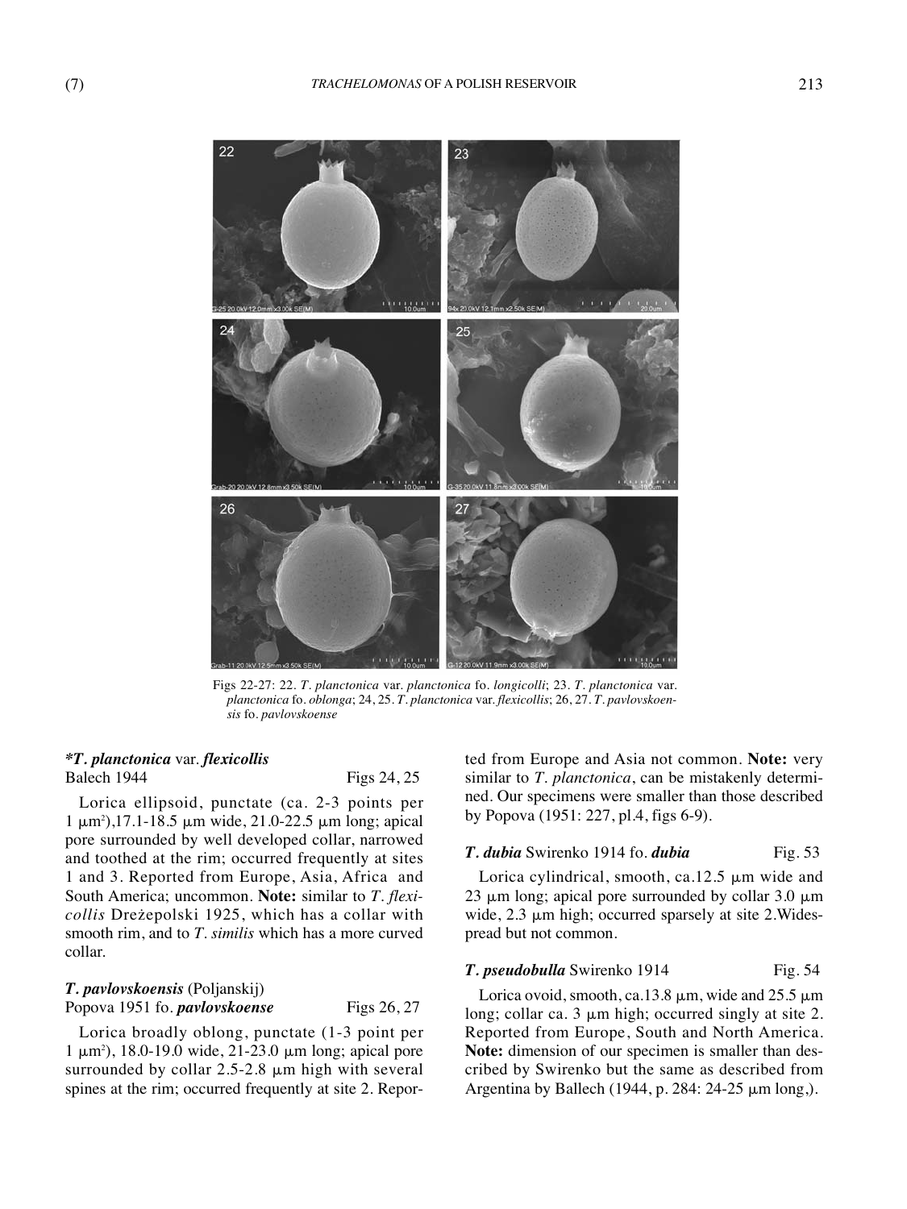Figs 22-27: 22. *T. planctonica* var. *planctonica* fo. *longicolli*; 23. *T. planctonica* var. *planctonica* fo. *oblonga*; 24, 25. *T. planctonica* var. *flexicollis*; 26, 27. *T. pavlovskoensis* fo. *pavlovskoense*

### ****T. planctonica*** **var.** ***flexicollis***
Balech 1944 — Figs 24, 25

Lorica ellipsoid, punctate (ca. 2-3 points per 1 µm$^2$),17.1-18.5 µm wide, 21.0-22.5 µm long; apical pore surrounded by well developed collar, narrowed and toothed at the rim; occurred frequently at sites 1 and 3. Reported from Europe, Asia, Africa and South America; uncommon. **Note:** similar to *T. flexicollis* Drężepolski 1925, which has a collar with smooth rim, and to *T. similis* which has a more curved collar.

### ***T. pavlovskoensis*** (Poljanskij) Popova 1951 fo. ***pavlovskoense***
Figs 26, 27

Lorica broadly oblong, punctate (1-3 point per 1 µm$^2$), 18.0-19.0 wide, 21-23.0 µm long; apical pore surrounded by collar 2.5-2.8 µm high with several spines at the rim; occurred frequently at site 2. Reported from Europe and Asia not common. **Note:** very similar to *T. planctonica*, can be mistakenly determined. Our specimens were smaller than those described by Popova (1951: 227, pl.4, figs 6-9).

### ***T. dubia*** Swirenko 1914 fo. ***dubia***
Fig. 53

Lorica cylindrical, smooth, ca.12.5 µm wide and 23 µm long; apical pore surrounded by collar 3.0 µm wide, 2.3 µm high; occurred sparsely at site 2.Widespread but not common.

### ***T. pseudobulla*** Swirenko 1914
Fig. 54

Lorica ovoid, smooth, ca.13.8 µm, wide and 25.5 µm long; collar ca. 3 µm high; occurred singly at site 2. Reported from Europe, South and North America. **Note:** dimension of our specimen is smaller than described by Swirenko but the same as described from Argentina by Ballech (1944, p. 284: 24-25 µm long,).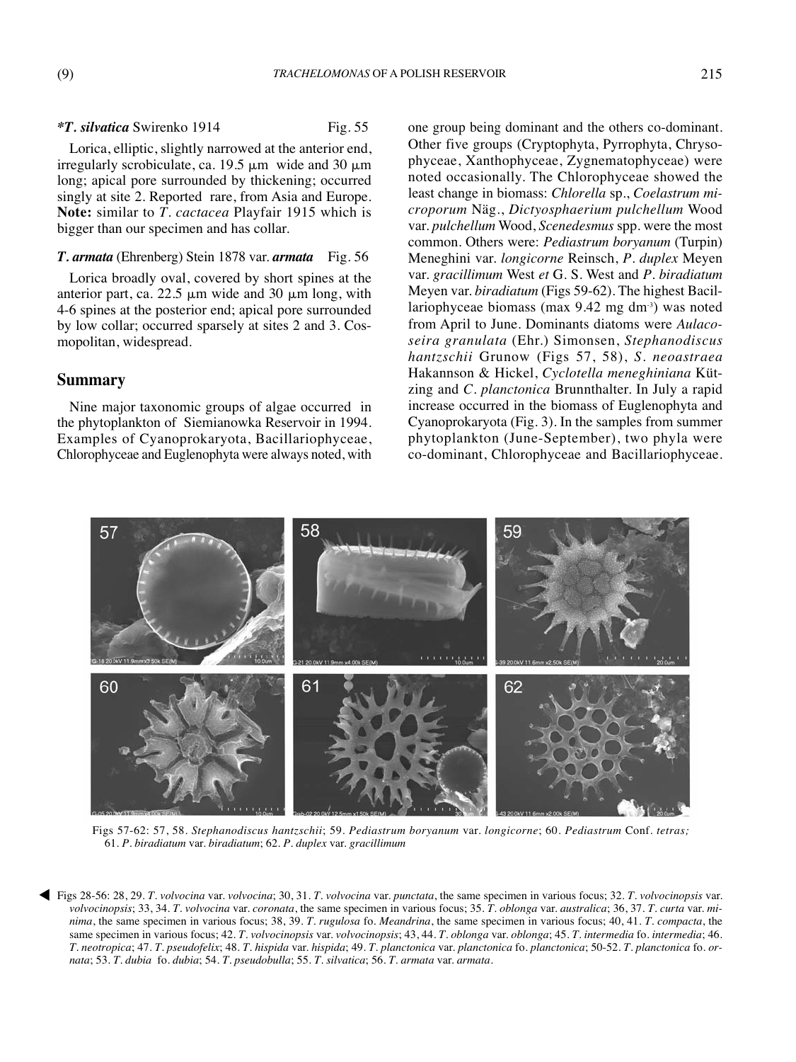***T. silvatica*** Swirenko 1914 Fig. 55

Lorica, elliptic, slightly narrowed at the anterior end, irregularly scrobiculate, ca. 19.5 µm wide and 30 µm long; apical pore surrounded by thickening; occurred singly at site 2. Reported rare, from Asia and Europe. **Note:** similar to *T. cactacea* Playfair 1915 which is bigger than our specimen and has collar.

***T. armata*** (Ehrenberg) Stein 1878 var. ***armata*** Fig. 56

Lorica broadly oval, covered by short spines at the anterior part, ca. 22.5 µm wide and 30 µm long, with 4-6 spines at the posterior end; apical pore surrounded by low collar; occurred sparsely at sites 2 and 3. Cosmopolitan, widespread.

## Summary

Nine major taxonomic groups of algae occurred in the phytoplankton of Siemianowka Reservoir in 1994. Examples of Cyanoprokaryota, Bacillariophyceae, Chlorophyceae and Euglenophyta were always noted, with one group being dominant and the others co-dominant. Other five groups (Cryptophyta, Pyrrophyta, Chrysophyceae, Xanthophyceae, Zygnematophyceae) were noted occasionally. The Chlorophyceae showed the least change in biomass: *Chlorella* sp., *Coelastrum microporum* Näg., *Dictyosphaerium pulchellum* Wood var. *pulchellum* Wood, *Scenedesmus* spp. were the most common. Others were: *Pediastrum boryanum* (Turpin) Meneghini var. *longicorne* Reinsch, *P. duplex* Meyen var. *gracillimum* West *et* G. S. West and *P. biradiatum* Meyen var. *biradiatum* (Figs 59-62). The highest Bacillariophyceae biomass (max 9.42 mg $dm^{-3}$) was noted from April to June. Dominants diatoms were *Aulacoseira granulata* (Ehr.) Simonsen, *Stephanodiscus hantzschii* Grunow (Figs 57, 58), *S. neoastraea* Hakannson & Hickel, *Cyclotella meneghiniana* Kützing and *C. planctonica* Brunnthaler. In July a rapid increase occurred in the biomass of Euglenophyta and Cyanoprokaryota (Fig. 3). In the samples from summer phytoplankton (June-September), two phyla were co-dominant, Chlorophyceae and Bacillariophyceae.

Figs 57-62: 57, 58. *Stephanodiscus hantzschii*; 59. *Pediastrum boryanum* var. *longicorne*; 60. *Pediastrum* Conf. *tetras;* 61. *P. biradiatum* var. *biradiatum*; 62. *P. duplex* var. *gracillimum*

Figs 28-56: 28, 29. *T. volvocina* var. *volvocina*; 30, 31. *T. volvocina* var. *punctata*, the same specimen in various focus; 32. *T. volvocinopsis* var. *volvocinopsis*; 33, 34. *T. volvocina* var. *coronata*, the same specimen in various focus; 35. *T. oblonga* var. *australica*; 36, 37. *T. curta* var. *minima*, the same specimen in various focus; 38, 39. *T. rugulosa* fo. *Meandrina*, the same specimen in various focus; 40, 41. *T. compacta*, the same specimen in various focus; 42. *T. volvocinopsis* var. *volvocinopsis*; 43, 44. *T. oblonga* var. *oblonga*; 45. *T. intermedia* fo. *intermedia*; 46. *T. neotropica*; 47. *T. pseudofelix*; 48. *T. hispida* var. *hispida*; 49. *T. planctonica* var. *planctonica* fo. *planctonica*; 50-52. *T. planctonica* fo. *ornata*; 53. *T. dubia* fo. *dubia*; 54. *T. pseudobulla*; 55. *T. silvatica*; 56. *T. armata* var. *armata*.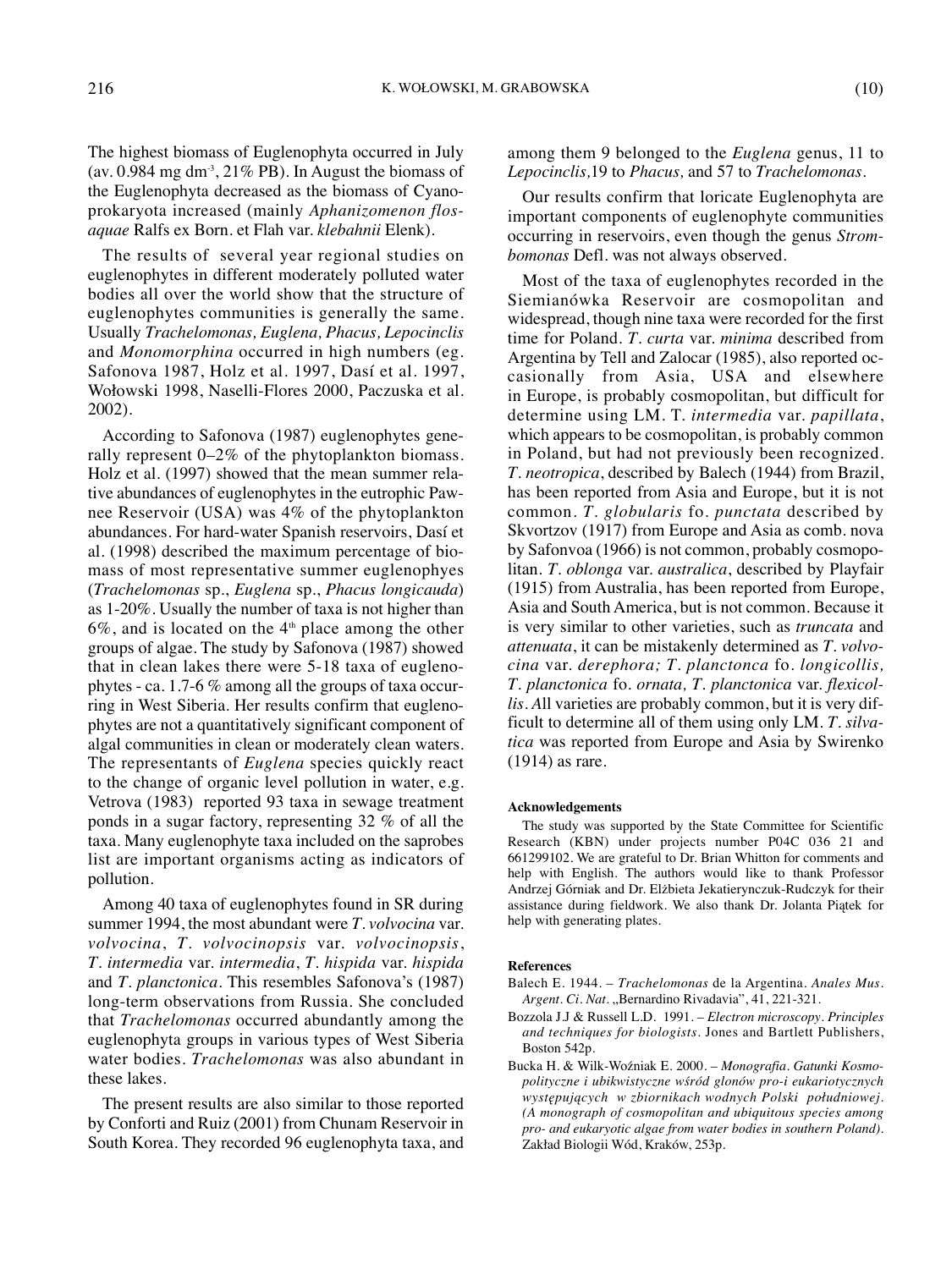The highest biomass of Euglenophyta occurred in July (av. 0.984 mg dm$^{-3}$, 21% PB). In August the biomass of the Euglenophyta decreased as the biomass of Cyanoprokaryota increased (mainly *Aphanizomenon flos-aquae* Ralfs ex Born. et Flah var. *klebahnii* Elenk).

The results of several year regional studies on euglenophytes in different moderately polluted water bodies all over the world show that the structure of euglenophytes communities is generally the same. Usually *Trachelomonas, Euglena, Phacus, Lepocinclis* and *Monomorphina* occurred in high numbers (eg. Safonova 1987, Holz et al. 1997, Dasí et al. 1997, Wołowski 1998, Naselli-Flores 2000, Paczuska et al. 2002).

According to Safonova (1987) euglenophytes generally represent 0–2% of the phytoplankton biomass. Holz et al. (1997) showed that the mean summer relative abundances of euglenophytes in the eutrophic Pawnee Reservoir (USA) was 4% of the phytoplankton abundances. For hard-water Spanish reservoirs, Dasí et al. (1998) described the maximum percentage of biomass of most representative summer euglenophyes (*Trachelomonas* sp., *Euglena* sp., *Phacus longicauda*) as 1-20%. Usually the number of taxa is not higher than 6%, and is located on the 4$^{th}$ place among the other groups of algae. The study by Safonova (1987) showed that in clean lakes there were 5-18 taxa of euglenophytes - ca. 1.7-6 % among all the groups of taxa occurring in West Siberia. Her results confirm that euglenophytes are not a quantitatively significant component of algal communities in clean or moderately clean waters. The representants of *Euglena* species quickly react to the change of organic level pollution in water, e.g. Vetrova (1983) reported 93 taxa in sewage treatment ponds in a sugar factory, representing 32 % of all the taxa. Many euglenophyte taxa included on the saprobes list are important organisms acting as indicators of pollution.

Among 40 taxa of euglenophytes found in SR during summer 1994, the most abundant were *T. volvocina* var. *volvocina*, *T. volvocinopsis* var. *volvocinopsis*, *T. intermedia* var. *intermedia*, *T. hispida* var. *hispida* and *T. planctonica*. This resembles Safonova's (1987) long-term observations from Russia. She concluded that *Trachelomonas* occurred abundantly among the euglenophyta groups in various types of West Siberia water bodies. *Trachelomonas* was also abundant in these lakes.

The present results are also similar to those reported by Conforti and Ruiz (2001) from Chunam Reservoir in South Korea. They recorded 96 euglenophyta taxa, and among them 9 belonged to the *Euglena* genus, 11 to *Lepocinclis,*19 to *Phacus,* and 57 to *Trachelomonas*.

Our results confirm that loricate Euglenophyta are important components of euglenophyte communities occurring in reservoirs, even though the genus *Strombomonas* Defl. was not always observed.

Most of the taxa of euglenophytes recorded in the Siemianówka Reservoir are cosmopolitan and widespread, though nine taxa were recorded for the first time for Poland. *T. curta* var. *minima* described from Argentina by Tell and Zalocar (1985), also reported occasionally from Asia, USA and elsewhere in Europe, is probably cosmopolitan, but difficult for determine using LM. T. *intermedia* var. *papillata*, which appears to be cosmopolitan, is probably common in Poland, but had not previously been recognized. *T. neotropica*, described by Balech (1944) from Brazil, has been reported from Asia and Europe, but it is not common. *T. globularis* fo. *punctata* described by Skvortzov (1917) from Europe and Asia as comb. nova by Safonvoa (1966) is not common, probably cosmopolitan. *T. oblonga* var. *australica*, described by Playfair (1915) from Australia, has been reported from Europe, Asia and South America, but is not common. Because it is very similar to other varieties, such as *truncata* and *attenuata*, it can be mistakenly determined as *T. volvocina* var. *derephora; T. planctonca* fo. *longicollis, T. planctonica* fo. *ornata, T. planctonica* var. *flexicollis*. All varieties are probably common, but it is very difficult to determine all of them using only LM. *T. silvatica* was reported from Europe and Asia by Swirenko (1914) as rare.

#### Acknowledgements

The study was supported by the State Committee for Scientific Research (KBN) under projects number P04C 036 21 and 661299102. We are grateful to Dr. Brian Whitton for comments and help with English. The authors would like to thank Professor Andrzej Górniak and Dr. Elżbieta Jekatierynczuk-Rudczyk for their assistance during fieldwork. We also thank Dr. Jolanta Piątek for help with generating plates.

#### References

Balech E. 1944. – *Trachelomonas* de la Argentina. *Anales Mus. Argent. Ci. Nat.* „Bernardino Rivadavia", 41, 221-321.

Bozzola J.J & Russell L.D. 1991. – *Electron microscopy. Principles and techniques for biologists*. Jones and Bartlett Publishers, Boston 542p.

Bucka H. & Wilk-Woźniak E. 2000. – *Monografia. Gatunki Kosmopolityczne i ubikwistyczne wśród glonów pro-i eukariotycznych występujących w zbiornikach wodnych Polski południowej. (A monograph of cosmopolitan and ubiquitous species among pro- and eukaryotic algae from water bodies in southern Poland).* Zakład Biologii Wód, Kraków, 253p.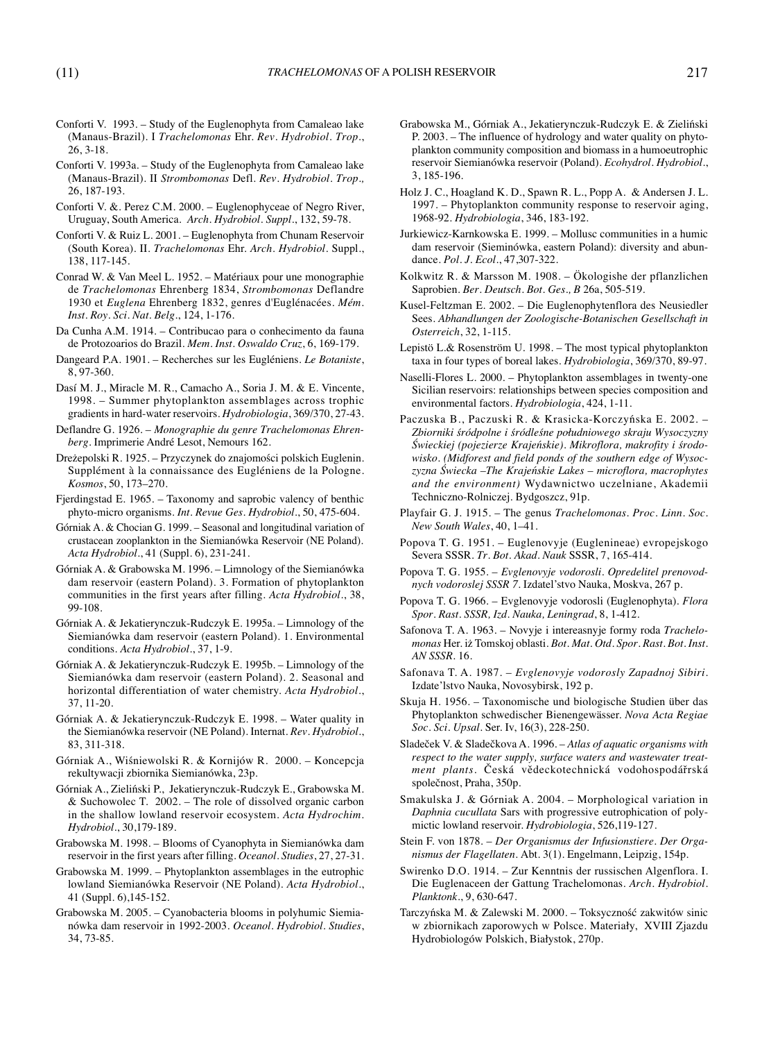Conforti V. 1993. – Study of the Euglenophyta from Camaleao lake (Manaus-Brazil). I *Trachelomonas* Ehr. *Rev. Hydrobiol. Trop*., 26, 3-18.

Conforti V. 1993a. – Study of the Euglenophyta from Camaleao lake (Manaus-Brazil). II *Strombomonas* Defl. *Rev. Hydrobiol. Trop.,* 26, 187-193.

Conforti V. &. Perez C.M. 2000. – Euglenophyceae of Negro River, Uruguay, South America. *Arch. Hydrobiol. Suppl*., 132, 59-78.

Conforti V. & Ruiz L. 2001. – Euglenophyta from Chunam Reservoir (South Korea). II. *Trachelomonas* Ehr. *Arch. Hydrobiol*. Suppl., 138, 117-145.

Conrad W. & Van Meel L. 1952. – Matériaux pour une monographie de *Trachelomonas* Ehrenberg 1834, *Strombomonas* Deflandre 1930 et *Euglena* Ehrenberg 1832, genres d'Euglénacées. *Mém. Inst. Roy. Sci. Nat. Belg*., 124, 1-176.

Da Cunha A.M. 1914. – Contribucao para o conhecimento da fauna de Protozoarios do Brazil. *Mem. Inst. Oswaldo Cruz*, 6, 169-179.

Dangeard P.A. 1901. – Recherches sur les Eugléniens. *Le Botaniste*, 8, 97-360.

Dasí M. J., Miracle M. R., Camacho A., Soria J. M. & E. Vincente, 1998. – Summer phytoplankton assemblages across trophic gradients in hard-water reservoirs. *Hydrobiologia*, 369/370, 27-43.

Deflandre G. 1926. – *Monographie du genre Trachelomonas Ehrenberg*. Imprimerie André Lesot, Nemours 162.

Dreżepolski R. 1925. – Przyczynek do znajomości polskich Euglenin. Supplément à la connaissance des Eugléniens de la Pologne. *Kosmos*, 50, 173–270.

Fjerdingstad E. 1965. – Taxonomy and saprobic valency of benthic phyto-micro organisms. *Int. Revue Ges. Hydrobiol*., 50, 475-604.

Górniak A. & Chocian G. 1999. – Seasonal and longitudinal variation of crustacean zooplankton in the Siemianówka Reservoir (NE Poland). *Acta Hydrobiol*., 41 (Suppl. 6), 231-241.

Górniak A. & Grabowska M. 1996. – Limnology of the Siemianówka dam reservoir (eastern Poland). 3. Formation of phytoplankton communities in the first years after filling. *Acta Hydrobiol*., 38, 99-108.

Górniak A. & Jekatierynczuk-Rudczyk E. 1995a. – Limnology of the Siemianówka dam reservoir (eastern Poland). 1. Environmental conditions. *Acta Hydrobiol*., 37, 1-9.

Górniak A. & Jekatierynczuk-Rudczyk E. 1995b. – Limnology of the Siemianówka dam reservoir (eastern Poland). 2. Seasonal and horizontal differentiation of water chemistry. *Acta Hydrobiol*., 37, 11-20.

Górniak A. & Jekatierynczuk-Rudczyk E. 1998. – Water quality in the Siemianówka reservoir (NE Poland). Internat. *Rev. Hydrobiol*., 83, 311-318.

Górniak A., Wiśniewolski R. & Kornijów R. 2000. – Koncepcja rekultywacji zbiornika Siemianówka, 23p.

Górniak A., Zieliński P., Jekatierynczuk-Rudczyk E., Grabowska M. & Suchowolec T. 2002. – The role of dissolved organic carbon in the shallow lowland reservoir ecosystem. *Acta Hydrochim. Hydrobiol*., 30,179-189.

Grabowska M. 1998. – Blooms of Cyanophyta in Siemianówka dam reservoir in the first years after filling. *Oceanol. Studies*, 27, 27-31.

Grabowska M. 1999. – Phytoplankton assemblages in the eutrophic lowland Siemianówka Reservoir (NE Poland). *Acta Hydrobiol*., 41 (Suppl. 6),145-152.

Grabowska M. 2005. – Cyanobacteria blooms in polyhumic Siemianówka dam reservoir in 1992-2003. *Oceanol. Hydrobiol. Studies*, 34, 73-85.

Grabowska M., Górniak A., Jekatierynczuk-Rudczyk E. & Zieliński P. 2003. – The influence of hydrology and water quality on phytoplankton community composition and biomass in a humoeutrophic reservoir Siemianówka reservoir (Poland). *Ecohydrol. Hydrobiol*., 3, 185-196.

Holz J. C., Hoagland K. D., Spawn R. L., Popp A. & Andersen J. L. 1997. – Phytoplankton community response to reservoir aging, 1968-92. *Hydrobiologia*, 346, 183-192.

Jurkiewicz-Karnkowska E. 1999. – Mollusc communities in a humic dam reservoir (Sieminówka, eastern Poland): diversity and abundance. *Pol. J. Ecol*., 47,307-322.

Kolkwitz R. & Marsson M. 1908. – Ökologishe der pflanzlichen Saprobien. *Ber. Deutsch. Bot. Ges., B* 26a, 505-519.

Kusel-Feltzman E. 2002. – Die Euglenophytenflora des Neusiedler Sees. *Abhandlungen der Zoologische-Botanischen Gesellschaft in Osterreich*, 32, 1-115.

Lepistö L.& Rosenström U. 1998. – The most typical phytoplankton taxa in four types of boreal lakes. *Hydrobiologia*, 369/370, 89-97.

Naselli-Flores L. 2000. – Phytoplankton assemblages in twenty-one Sicilian reservoirs: relationships between species composition and environmental factors. *Hydrobiologia*, 424, 1-11.

Paczuska B., Paczuski R. & Krasicka-Korczyńska E. 2002. – *Zbiorniki śródpolne i śródleśne południowego skraju Wysoczyzny Świeckiej (pojezierze Krajeńskie). Mikroflora, makrofity i środowisko. (Midforest and field ponds of the southern edge of Wysoczyzna Świecka –The Krajeńskie Lakes – microflora, macrophytes and the environment)* Wydawnictwo uczelniane, Akademii Techniczno-Rolniczej. Bydgoszcz, 91p.

Playfair G. J. 1915. – The genus *Trachelomonas*. *Proc. Linn. Soc. New South Wales*, 40, 1–41.

Popova T. G. 1951. – Euglenovyje (Euglenineae) evropejskogo Severa SSSR. *Tr. Bot. Akad. Nauk* SSSR, 7, 165-414.

Popova T. G. 1955. – *Evglenovyje vodorosli. Opredelitel prenovodnych vodoroslej SSSR 7*. Izdatel'stvo Nauka, Moskva, 267 p.

Popova T. G. 1966. – Evglenovyje vodorosli (Euglenophyta). *Flora Spor. Rast. SSSR, Izd. Nauka, Leningrad*, 8, 1-412.

Safonova T. A. 1963. – Novyje i intereasnyje formy roda *Trachelomonas* Her. iż Tomskoj oblasti. *Bot. Mat. Otd. Spor. Rast. Bot. Inst. AN SSSR*. 16.

Safonava T. A. 1987. – *Evglenovyje vodorosly Zapadnoj Sibiri*. Izdate'lstvo Nauka, Novosybirsk, 192 p.

Skuja H. 1956. – Taxonomische und biologische Studien über das Phytoplankton schwedischer Bienengewässer. *Nova Acta Regiae Soc. Sci. Upsal*. Ser. Iv, 16(3), 228-250.

Sladeček V. & Sladečkova A. 1996. – *Atlas of aquatic organisms with respect to the water supply, surface waters and wastewater treatment plants*. Česká vědeckotechnická vodohospodářrská společnost, Praha, 350p.

Smakulska J. & Górniak A. 2004. – Morphological variation in *Daphnia cucullata* Sars with progressive eutrophication of polymictic lowland reservoir. *Hydrobiologia*, 526,119-127.

Stein F. von 1878. – *Der Organismus der Infusionstiere. Der Organismus der Flagellaten*. Abt. 3(1). Engelmann, Leipzig, 154p.

Swirenko D.O. 1914. – Zur Kenntnis der russischen Algenflora. I. Die Euglenaceen der Gattung Trachelomonas. *Arch. Hydrobiol. Planktonk*., 9, 630-647.

Tarczyńska M. & Zalewski M. 2000. – Toksyczność zakwitów sinic w zbiornikach zaporowych w Polsce. Materiały, XVIII Zjazdu Hydrobiologów Polskich, Białystok, 270p.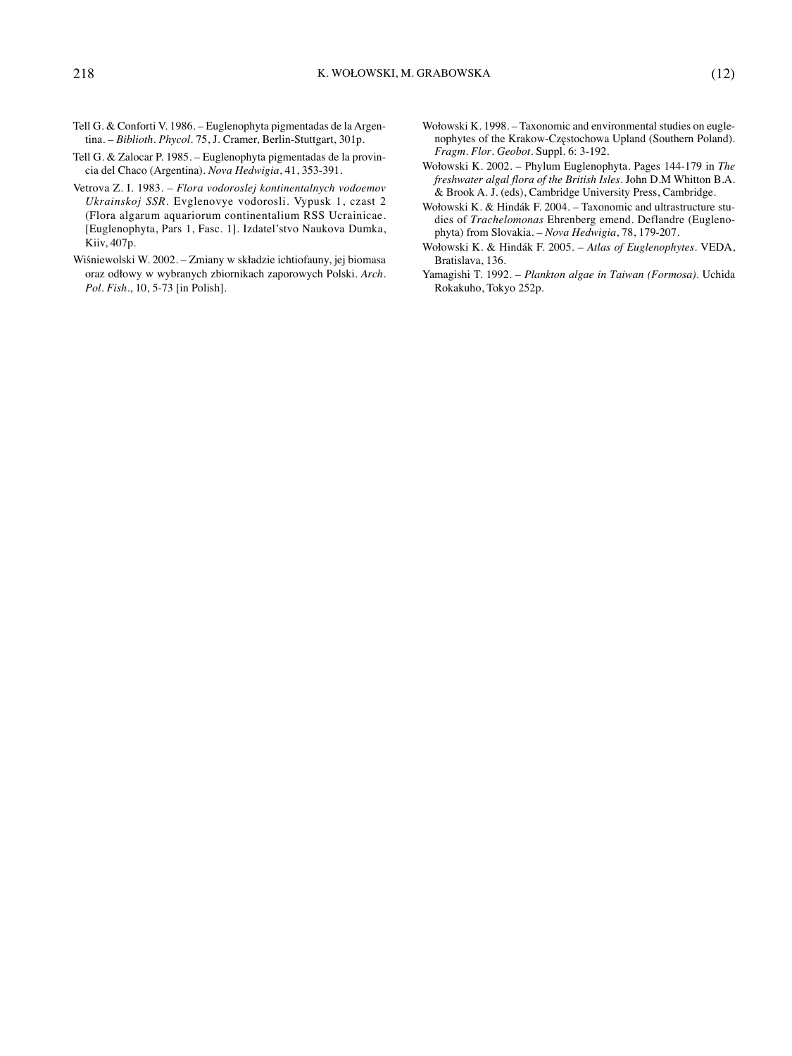Tell G. & Conforti V. 1986. – Euglenophyta pigmentadas de la Argentina. – *Biblioth. Phycol.* 75, J. Cramer, Berlin-Stuttgart, 301p.

Tell G. & Zalocar P. 1985. – Euglenophyta pigmentadas de la provincia del Chaco (Argentina). *Nova Hedwigia*, 41, 353-391.

Vetrova Z. I. 1983. – *Flora vodoroslej kontinentalnych vodoemov Ukrainskoj SSR*. Evglenovye vodorosli. Vypusk 1, czast 2 (Flora algarum aquariorum continentalium RSS Ucrainicae. [Euglenophyta, Pars 1, Fasc. 1]. Izdatel'stvo Naukova Dumka, Kiiv, 407p.

Wiśniewolski W. 2002. – Zmiany w składzie ichtiofauny, jej biomasa oraz odłowy w wybranych zbiornikach zaporowych Polski. *Arch. Pol. Fish.*, 10, 5-73 [in Polish].

Wołowski K. 1998. – Taxonomic and environmental studies on euglenophytes of the Krakow-Częstochowa Upland (Southern Poland). *Fragm. Flor. Geobot.* Suppl. 6: 3-192.

Wołowski K. 2002. – Phylum Euglenophyta. Pages 144-179 in *The freshwater algal flora of the British Isles*. John D.M Whitton B.A. & Brook A. J. (eds), Cambridge University Press, Cambridge.

Wołowski K. & Hindák F. 2004. – Taxonomic and ultrastructure studies of *Trachelomonas* Ehrenberg emend. Deflandre (Euglenophyta) from Slovakia. – *Nova Hedwigia*, 78, 179-207.

Wołowski K. & Hindák F. 2005. – *Atlas of Euglenophytes*. VEDA, Bratislava, 136.

Yamagishi T. 1992. – *Plankton algae in Taiwan (Formosa)*. Uchida Rokakuho, Tokyo 252p.